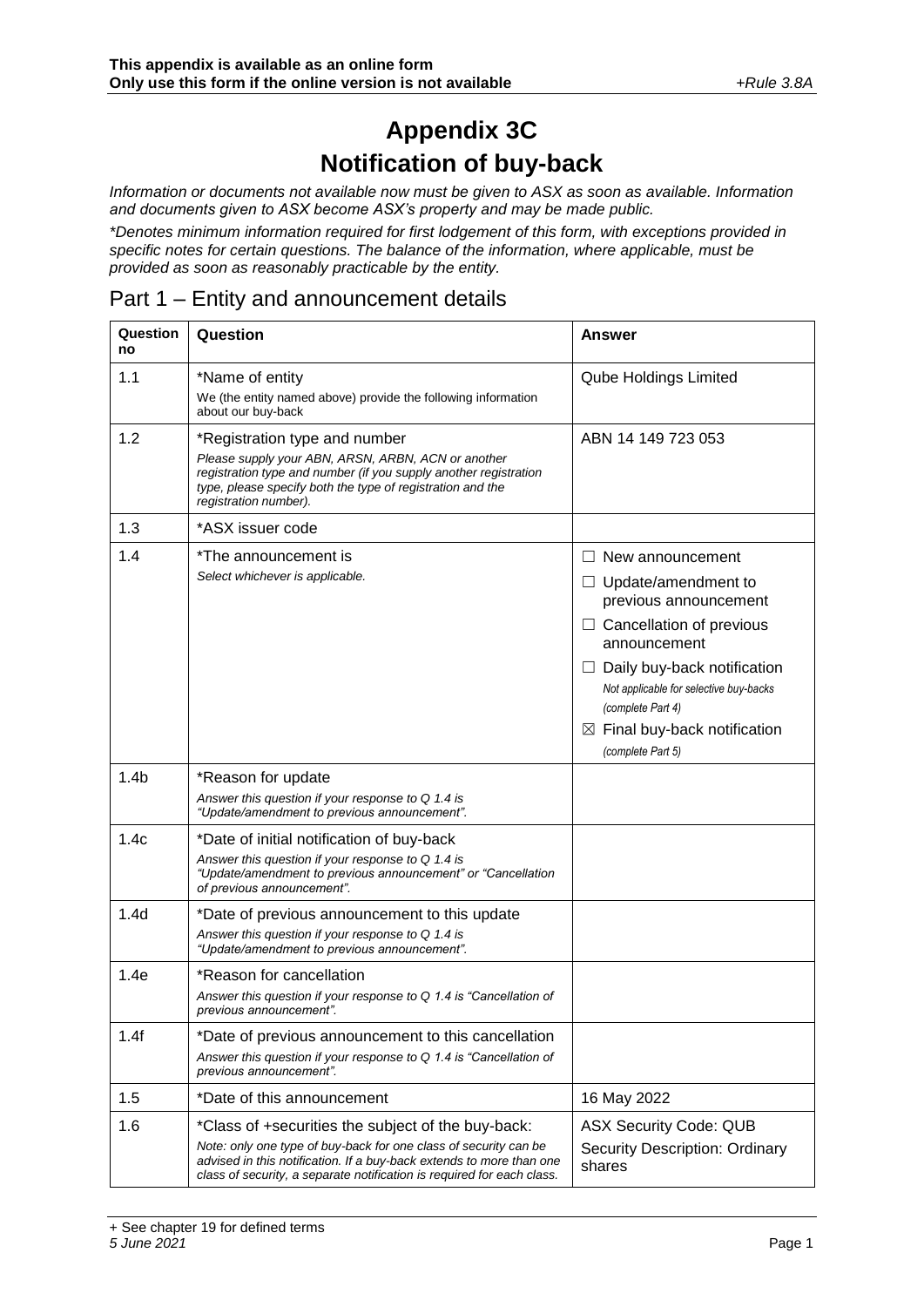This appendix is available as an online form
Only use this form if the online version is not available

+Rule 3.8A

# Appendix 3C
# Notification of buy-back

*Information or documents not available now must be given to ASX as soon as available. Information and documents given to ASX become ASX's property and may be made public.*

*\*Denotes minimum information required for first lodgement of this form, with exceptions provided in specific notes for certain questions. The balance of the information, where applicable, must be provided as soon as reasonably practicable by the entity.*

## Part 1 – Entity and announcement details

| Question no | Question | Answer |
|---|---|---|
| 1.1 | \*Name of entity<br>We (the entity named above) provide the following information about our buy-back | Qube Holdings Limited |
| 1.2 | \*Registration type and number<br>*Please supply your ABN, ARSN, ARBN, ACN or another registration type and number (if you supply another registration type, please specify both the type of registration and the registration number).* | ABN 14 149 723 053 |
| 1.3 | \*ASX issuer code | |
| 1.4 | \*The announcement is<br>*Select whichever is applicable.* | ☐ New announcement<br>☐ Update/amendment to previous announcement<br>☐ Cancellation of previous announcement<br>☐ Daily buy-back notification *Not applicable for selective buy-backs (complete Part 4)*<br>☒ Final buy-back notification *(complete Part 5)* |
| 1.4b | \*Reason for update<br>*Answer this question if your response to Q 1.4 is "Update/amendment to previous announcement".* | |
| 1.4c | \*Date of initial notification of buy-back<br>*Answer this question if your response to Q 1.4 is "Update/amendment to previous announcement" or "Cancellation of previous announcement".* | |
| 1.4d | \*Date of previous announcement to this update<br>*Answer this question if your response to Q 1.4 is "Update/amendment to previous announcement".* | |
| 1.4e | \*Reason for cancellation<br>*Answer this question if your response to Q 1.4 is "Cancellation of previous announcement".* | |
| 1.4f | \*Date of previous announcement to this cancellation<br>*Answer this question if your response to Q 1.4 is "Cancellation of previous announcement".* | |
| 1.5 | \*Date of this announcement | 16 May 2022 |
| 1.6 | \*Class of +securities the subject of the buy-back:<br>*Note: only one type of buy-back for one class of security can be advised in this notification. If a buy-back extends to more than one class of security, a separate notification is required for each class.* | ASX Security Code: QUB<br>Security Description: Ordinary shares |

+ See chapter 19 for defined terms
*5 June 2021*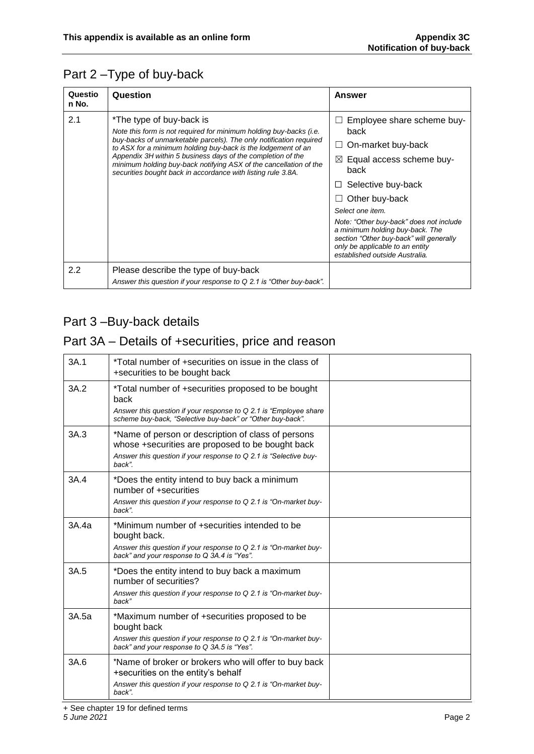## Part 2 –Type of buy-back

| Question No. | Question | Answer |
|---|---|---|
| 2.1 | *The type of buy-back is<br>*Note this form is not required for minimum holding buy-backs (i.e. buy-backs of unmarketable parcels). The only notification required to ASX for a minimum holding buy-back is the lodgement of an Appendix 3H within 5 business days of the completion of the minimum holding buy-back notifying ASX of the cancellation of the securities bought back in accordance with listing rule 3.8A.* | ☐ Employee share scheme buy-back<br>☐ On-market buy-back<br>☒ Equal access scheme buy-back<br>☐ Selective buy-back<br>☐ Other buy-back<br>*Select one item.*<br>*Note: "Other buy-back" does not include a minimum holding buy-back. The section "Other buy-back" will generally only be applicable to an entity established outside Australia.* |
| 2.2 | Please describe the type of buy-back<br>*Answer this question if your response to Q 2.1 is "Other buy-back".* | |

## Part 3 –Buy-back details

## Part 3A – Details of +securities, price and reason

| | | |
|---|---|---|
| 3A.1 | *Total number of +securities on issue in the class of +securities to be bought back | |
| 3A.2 | *Total number of +securities proposed to be bought back<br>*Answer this question if your response to Q 2.1 is "Employee share scheme buy-back, "Selective buy-back" or "Other buy-back".* | |
| 3A.3 | *Name of person or description of class of persons whose +securities are proposed to be bought back<br>*Answer this question if your response to Q 2.1 is "Selective buy-back".* | |
| 3A.4 | *Does the entity intend to buy back a minimum number of +securities<br>*Answer this question if your response to Q 2.1 is "On-market buy-back".* | |
| 3A.4a | *Minimum number of +securities intended to be bought back.<br>*Answer this question if your response to Q 2.1 is "On-market buy-back" and your response to Q 3A.4 is "Yes".* | |
| 3A.5 | *Does the entity intend to buy back a maximum number of securities?<br>*Answer this question if your response to Q 2.1 is "On-market buy-back"* | |
| 3A.5a | *Maximum number of +securities proposed to be bought back<br>*Answer this question if your response to Q 2.1 is "On-market buy-back" and your response to Q 3A.5 is "Yes".* | |
| 3A.6 | *Name of broker or brokers who will offer to buy back +securities on the entity's behalf<br>*Answer this question if your response to Q 2.1 is "On-market buy-back".* | |

+ See chapter 19 for defined terms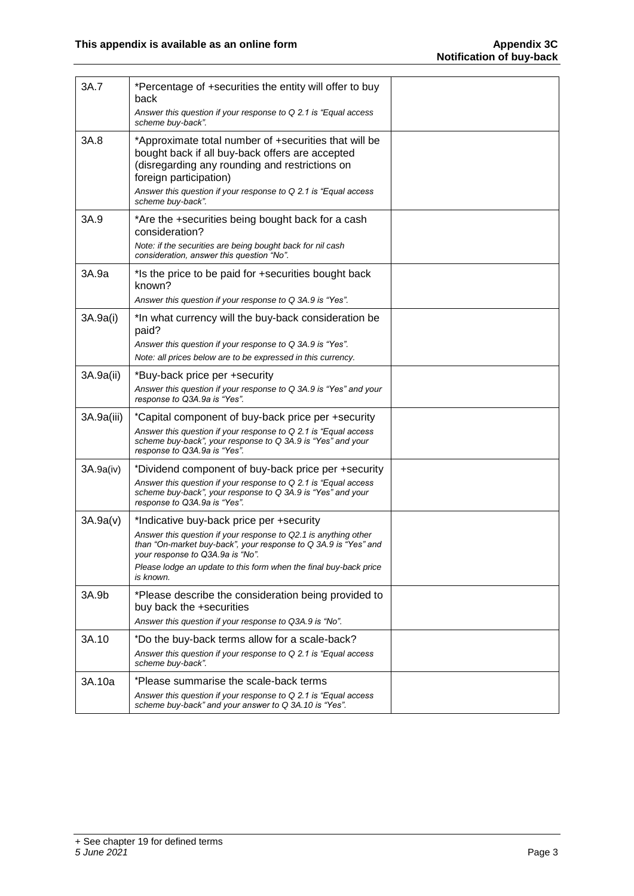| | | |
|---|---|---|
| 3A.7 | *Percentage of +securities the entity will offer to buy back<br>*Answer this question if your response to Q 2.1 is "Equal access scheme buy-back".* | |
| 3A.8 | *Approximate total number of +securities that will be bought back if all buy-back offers are accepted (disregarding any rounding and restrictions on foreign participation)<br>*Answer this question if your response to Q 2.1 is "Equal access scheme buy-back".* | |
| 3A.9 | *Are the +securities being bought back for a cash consideration?<br>*Note: if the securities are being bought back for nil cash consideration, answer this question "No".* | |
| 3A.9a | *Is the price to be paid for +securities bought back known?<br>*Answer this question if your response to Q 3A.9 is "Yes".* | |
| 3A.9a(i) | *In what currency will the buy-back consideration be paid?<br>*Answer this question if your response to Q 3A.9 is "Yes".*<br>*Note: all prices below are to be expressed in this currency.* | |
| 3A.9a(ii) | *Buy-back price per +security<br>*Answer this question if your response to Q 3A.9 is "Yes" and your response to Q3A.9a is "Yes".* | |
| 3A.9a(iii) | *Capital component of buy-back price per +security<br>*Answer this question if your response to Q 2.1 is "Equal access scheme buy-back", your response to Q 3A.9 is "Yes" and your response to Q3A.9a is "Yes".* | |
| 3A.9a(iv) | *Dividend component of buy-back price per +security<br>*Answer this question if your response to Q 2.1 is "Equal access scheme buy-back", your response to Q 3A.9 is "Yes" and your response to Q3A.9a is "Yes".* | |
| 3A.9a(v) | *Indicative buy-back price per +security<br>*Answer this question if your response to Q2.1 is anything other than "On-market buy-back", your response to Q 3A.9 is "Yes" and your response to Q3A.9a is "No".*<br>*Please lodge an update to this form when the final buy-back price is known.* | |
| 3A.9b | *Please describe the consideration being provided to buy back the +securities<br>*Answer this question if your response to Q3A.9 is "No".* | |
| 3A.10 | *Do the buy-back terms allow for a scale-back?<br>*Answer this question if your response to Q 2.1 is "Equal access scheme buy-back".* | |
| 3A.10a | *Please summarise the scale-back terms<br>*Answer this question if your response to Q 2.1 is "Equal access scheme buy-back" and your answer to Q 3A.10 is "Yes".* | |

+ See chapter 19 for defined terms
*5 June 2021*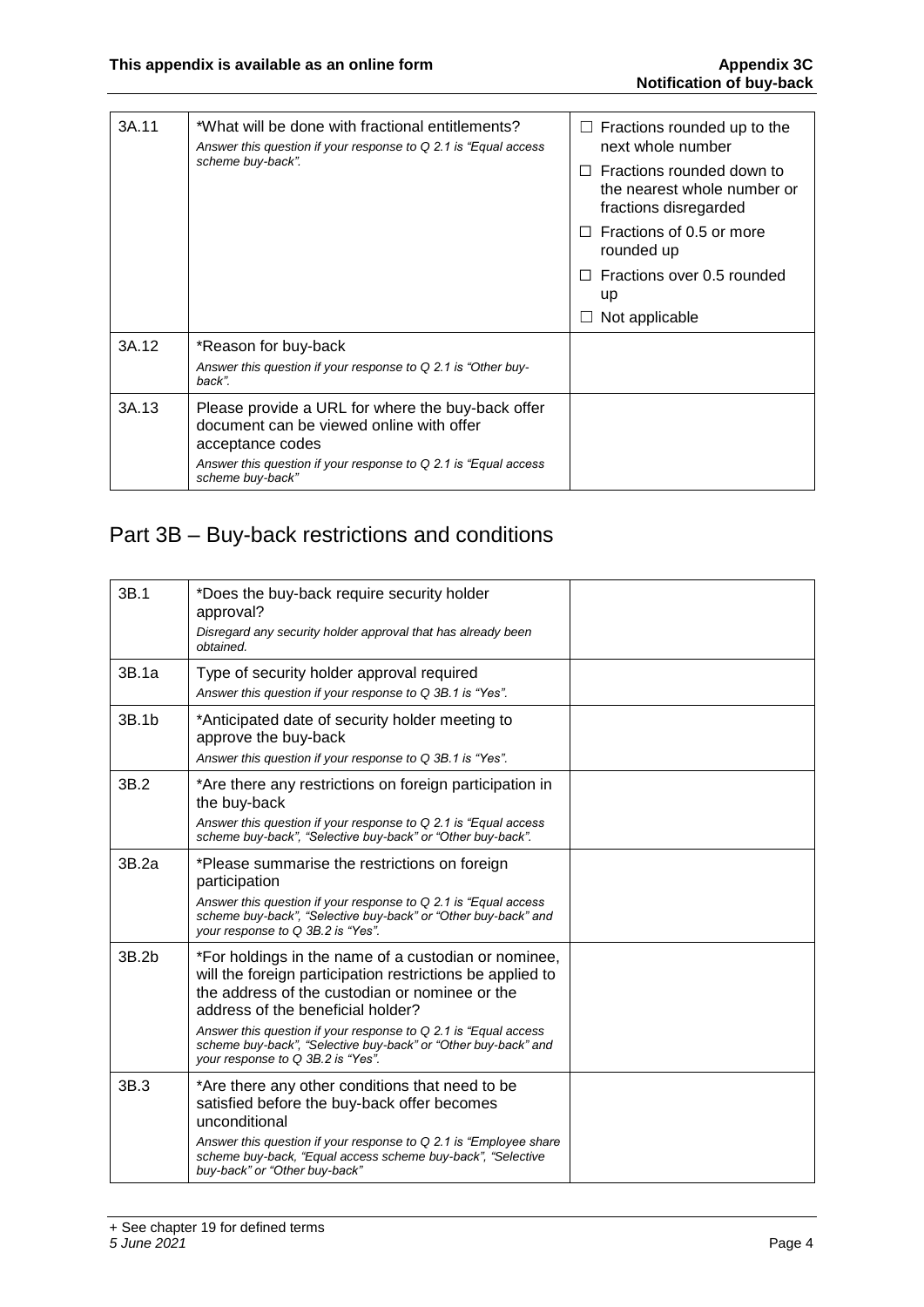| | | |
|---|---|---|
| 3A.11 | *What will be done with fractional entitlements?<br>*Answer this question if your response to Q 2.1 is "Equal access scheme buy-back".* | ☐ Fractions rounded up to the next whole number<br>☐ Fractions rounded down to the nearest whole number or fractions disregarded<br>☐ Fractions of 0.5 or more rounded up<br>☐ Fractions over 0.5 rounded up<br>☐ Not applicable |
| 3A.12 | *Reason for buy-back<br>*Answer this question if your response to Q 2.1 is "Other buy-back".* | |
| 3A.13 | Please provide a URL for where the buy-back offer document can be viewed online with offer acceptance codes<br>*Answer this question if your response to Q 2.1 is "Equal access scheme buy-back"* | |

## Part 3B – Buy-back restrictions and conditions

| | | |
|---|---|---|
| 3B.1 | *Does the buy-back require security holder approval?<br>*Disregard any security holder approval that has already been obtained.* | |
| 3B.1a | Type of security holder approval required<br>*Answer this question if your response to Q 3B.1 is "Yes".* | |
| 3B.1b | *Anticipated date of security holder meeting to approve the buy-back<br>*Answer this question if your response to Q 3B.1 is "Yes".* | |
| 3B.2 | *Are there any restrictions on foreign participation in the buy-back<br>*Answer this question if your response to Q 2.1 is "Equal access scheme buy-back", "Selective buy-back" or "Other buy-back".* | |
| 3B.2a | *Please summarise the restrictions on foreign participation<br>*Answer this question if your response to Q 2.1 is "Equal access scheme buy-back", "Selective buy-back" or "Other buy-back" and your response to Q 3B.2 is "Yes".* | |
| 3B.2b | *For holdings in the name of a custodian or nominee, will the foreign participation restrictions be applied to the address of the custodian or nominee or the address of the beneficial holder?<br>*Answer this question if your response to Q 2.1 is "Equal access scheme buy-back", "Selective buy-back" or "Other buy-back" and your response to Q 3B.2 is "Yes".* | |
| 3B.3 | *Are there any other conditions that need to be satisfied before the buy-back offer becomes unconditional<br>*Answer this question if your response to Q 2.1 is "Employee share scheme buy-back, "Equal access scheme buy-back", "Selective buy-back" or "Other buy-back"* | |

+ See chapter 19 for defined terms
*5 June 2021*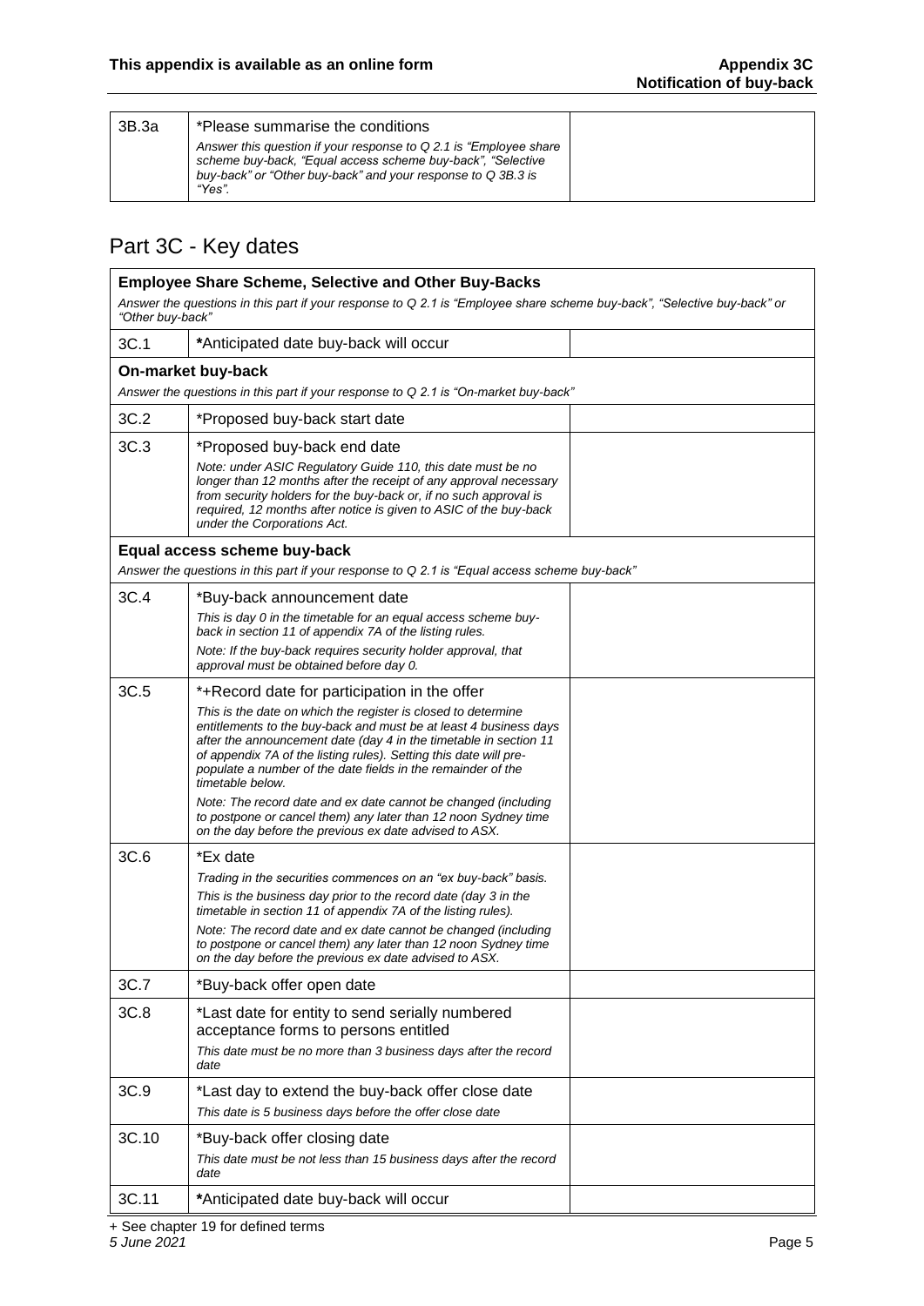| 3B.3a | *Please summarise the conditions<br>*Answer this question if your response to Q 2.1 is "Employee share scheme buy-back", "Equal access scheme buy-back", "Selective buy-back" or "Other buy-back" and your response to Q 3B.3 is "Yes".* | |
|---|---|---|

## Part 3C - Key dates

| **Employee Share Scheme, Selective and Other Buy-Backs**<br>*Answer the questions in this part if your response to Q 2.1 is "Employee share scheme buy-back", "Selective buy-back" or "Other buy-back"* | | |
|---|---|---|
| 3C.1 | ***Anticipated date buy-back will occur** | |
| **On-market buy-back**<br>*Answer the questions in this part if your response to Q 2.1 is "On-market buy-back"* | | |
| 3C.2 | *Proposed buy-back start date | |
| 3C.3 | *Proposed buy-back end date<br>*Note: under ASIC Regulatory Guide 110, this date must be no longer than 12 months after the receipt of any approval necessary from security holders for the buy-back or, if no such approval is required, 12 months after notice is given to ASIC of the buy-back under the Corporations Act.* | |
| **Equal access scheme buy-back**<br>*Answer the questions in this part if your response to Q 2.1 is "Equal access scheme buy-back"* | | |
| 3C.4 | *Buy-back announcement date<br>*This is day 0 in the timetable for an equal access scheme buy-back in section 11 of appendix 7A of the listing rules.*<br>*Note: If the buy-back requires security holder approval, that approval must be obtained before day 0.* | |
| 3C.5 | *+Record date for participation in the offer<br>*This is the date on which the register is closed to determine entitlements to the buy-back and must be at least 4 business days after the announcement date (day 4 in the timetable in section 11 of appendix 7A of the listing rules). Setting this date will pre-populate a number of the date fields in the remainder of the timetable below.*<br>*Note: The record date and ex date cannot be changed (including to postpone or cancel them) any later than 12 noon Sydney time on the day before the previous ex date advised to ASX.* | |
| 3C.6 | *Ex date<br>*Trading in the securities commences on an "ex buy-back" basis.*<br>*This is the business day prior to the record date (day 3 in the timetable in section 11 of appendix 7A of the listing rules).*<br>*Note: The record date and ex date cannot be changed (including to postpone or cancel them) any later than 12 noon Sydney time on the day before the previous ex date advised to ASX.* | |
| 3C.7 | *Buy-back offer open date | |
| 3C.8 | *Last date for entity to send serially numbered acceptance forms to persons entitled<br>*This date must be no more than 3 business days after the record date* | |
| 3C.9 | *Last day to extend the buy-back offer close date<br>*This date is 5 business days before the offer close date* | |
| 3C.10 | *Buy-back offer closing date<br>*This date must be not less than 15 business days after the record date* | |
| 3C.11 | ***Anticipated date buy-back will occur** | |

+ See chapter 19 for defined terms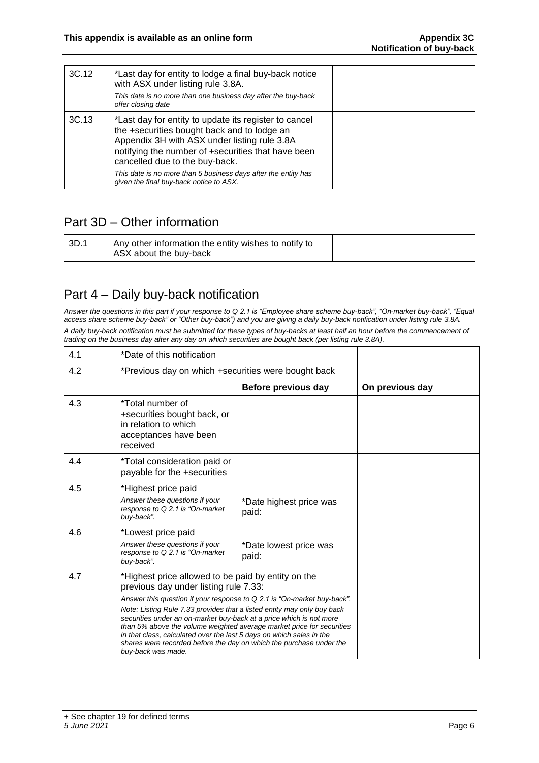| 3C.12 | *Last day for entity to lodge a final buy-back notice with ASX under listing rule 3.8A.<br>*This date is no more than one business day after the buy-back offer closing date* | |
|---|---|---|
| 3C.13 | *Last day for entity to update its register to cancel the +securities bought back and to lodge an Appendix 3H with ASX under listing rule 3.8A notifying the number of +securities that have been cancelled due to the buy-back.<br>*This date is no more than 5 business days after the entity has given the final buy-back notice to ASX.* | |

## Part 3D – Other information

| 3D.1 | Any other information the entity wishes to notify to ASX about the buy-back | |
|---|---|---|

## Part 4 – Daily buy-back notification

*Answer the questions in this part if your response to Q 2.1 is "Employee share scheme buy-back", "On-market buy-back", "Equal access share scheme buy-back" or "Other buy-back") and you are giving a daily buy-back notification under listing rule 3.8A.*

*A daily buy-back notification must be submitted for these types of buy-backs at least half an hour before the commencement of trading on the business day after any day on which securities are bought back (per listing rule 3.8A).*

| 4.1 | *Date of this notification | | |
|---|---|---|---|
| 4.2 | *Previous day on which +securities were bought back | | |
| | | **Before previous day** | **On previous day** |
| 4.3 | *Total number of +securities bought back, or in relation to which acceptances have been received | | |
| 4.4 | *Total consideration paid or payable for the +securities | | |
| 4.5 | *Highest price paid<br>*Answer these questions if your response to Q 2.1 is "On-market buy-back".* | *Date highest price was paid: | |
| 4.6 | *Lowest price paid<br>*Answer these questions if your response to Q 2.1 is "On-market buy-back".* | *Date lowest price was paid: | |
| 4.7 | *Highest price allowed to be paid by entity on the previous day under listing rule 7.33:<br>*Answer this question if your response to Q 2.1 is "On-market buy-back".*<br>*Note: Listing Rule 7.33 provides that a listed entity may only buy back securities under an on-market buy-back at a price which is not more than 5% above the volume weighted average market price for securities in that class, calculated over the last 5 days on which sales in the shares were recorded before the day on which the purchase under the buy-back was made.* | | |

+ See chapter 19 for defined terms
*5 June 2021*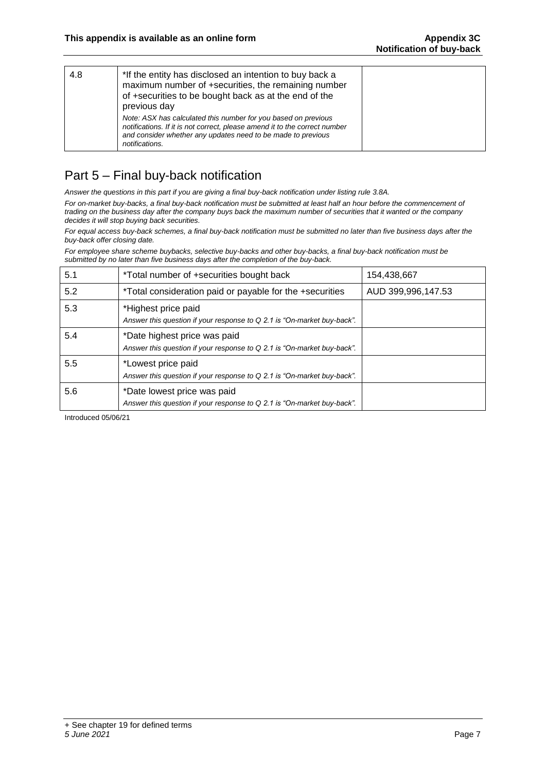| | | |
|---|---|---|
| 4.8 | *If the entity has disclosed an intention to buy back a maximum number of +securities, the remaining number of +securities to be bought back as at the end of the previous day<br>*Note: ASX has calculated this number for you based on previous notifications. If it is not correct, please amend it to the correct number and consider whether any updates need to be made to previous notifications.* | |

## Part 5 – Final buy-back notification

*Answer the questions in this part if you are giving a final buy-back notification under listing rule 3.8A.*

*For on-market buy-backs, a final buy-back notification must be submitted at least half an hour before the commencement of trading on the business day after the company buys back the maximum number of securities that it wanted or the company decides it will stop buying back securities.*

*For equal access buy-back schemes, a final buy-back notification must be submitted no later than five business days after the buy-back offer closing date.*

*For employee share scheme buybacks, selective buy-backs and other buy-backs, a final buy-back notification must be submitted by no later than five business days after the completion of the buy-back.*

| | | |
|---|---|---|
| 5.1 | *Total number of +securities bought back | 154,438,667 |
| 5.2 | *Total consideration paid or payable for the +securities | AUD 399,996,147.53 |
| 5.3 | *Highest price paid<br>*Answer this question if your response to Q 2.1 is "On-market buy-back".* | |
| 5.4 | *Date highest price was paid<br>*Answer this question if your response to Q 2.1 is "On-market buy-back".* | |
| 5.5 | *Lowest price paid<br>*Answer this question if your response to Q 2.1 is "On-market buy-back".* | |
| 5.6 | *Date lowest price was paid<br>*Answer this question if your response to Q 2.1 is "On-market buy-back".* | |

Introduced 05/06/21